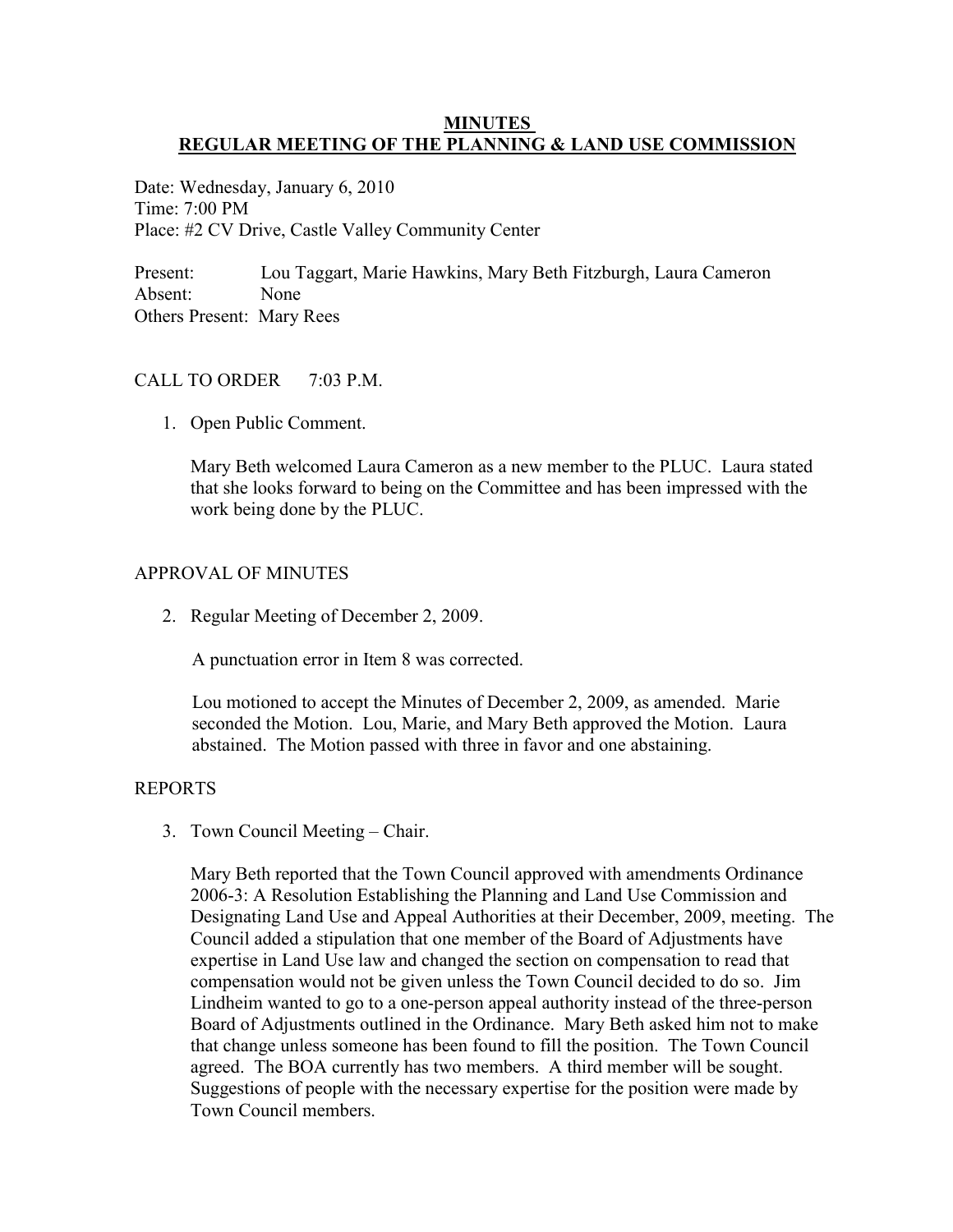**MINUTES**
**REGULAR MEETING OF THE PLANNING & LAND USE COMMISSION**

Date: Wednesday, January 6, 2010
Time: 7:00 PM
Place: #2 CV Drive, Castle Valley Community Center

Present: Lou Taggart, Marie Hawkins, Mary Beth Fitzburgh, Laura Cameron
Absent: None
Others Present: Mary Rees

CALL TO ORDER 7:03 P.M.

1. Open Public Comment.

   Mary Beth welcomed Laura Cameron as a new member to the PLUC. Laura stated that she looks forward to being on the Committee and has been impressed with the work being done by the PLUC.

APPROVAL OF MINUTES

2. Regular Meeting of December 2, 2009.

   A punctuation error in Item 8 was corrected.

   Lou motioned to accept the Minutes of December 2, 2009, as amended. Marie seconded the Motion. Lou, Marie, and Mary Beth approved the Motion. Laura abstained. The Motion passed with three in favor and one abstaining.

REPORTS

3. Town Council Meeting – Chair.

   Mary Beth reported that the Town Council approved with amendments Ordinance 2006-3: A Resolution Establishing the Planning and Land Use Commission and Designating Land Use and Appeal Authorities at their December, 2009, meeting. The Council added a stipulation that one member of the Board of Adjustments have expertise in Land Use law and changed the section on compensation to read that compensation would not be given unless the Town Council decided to do so. Jim Lindheim wanted to go to a one-person appeal authority instead of the three-person Board of Adjustments outlined in the Ordinance. Mary Beth asked him not to make that change unless someone has been found to fill the position. The Town Council agreed. The BOA currently has two members. A third member will be sought. Suggestions of people with the necessary expertise for the position were made by Town Council members.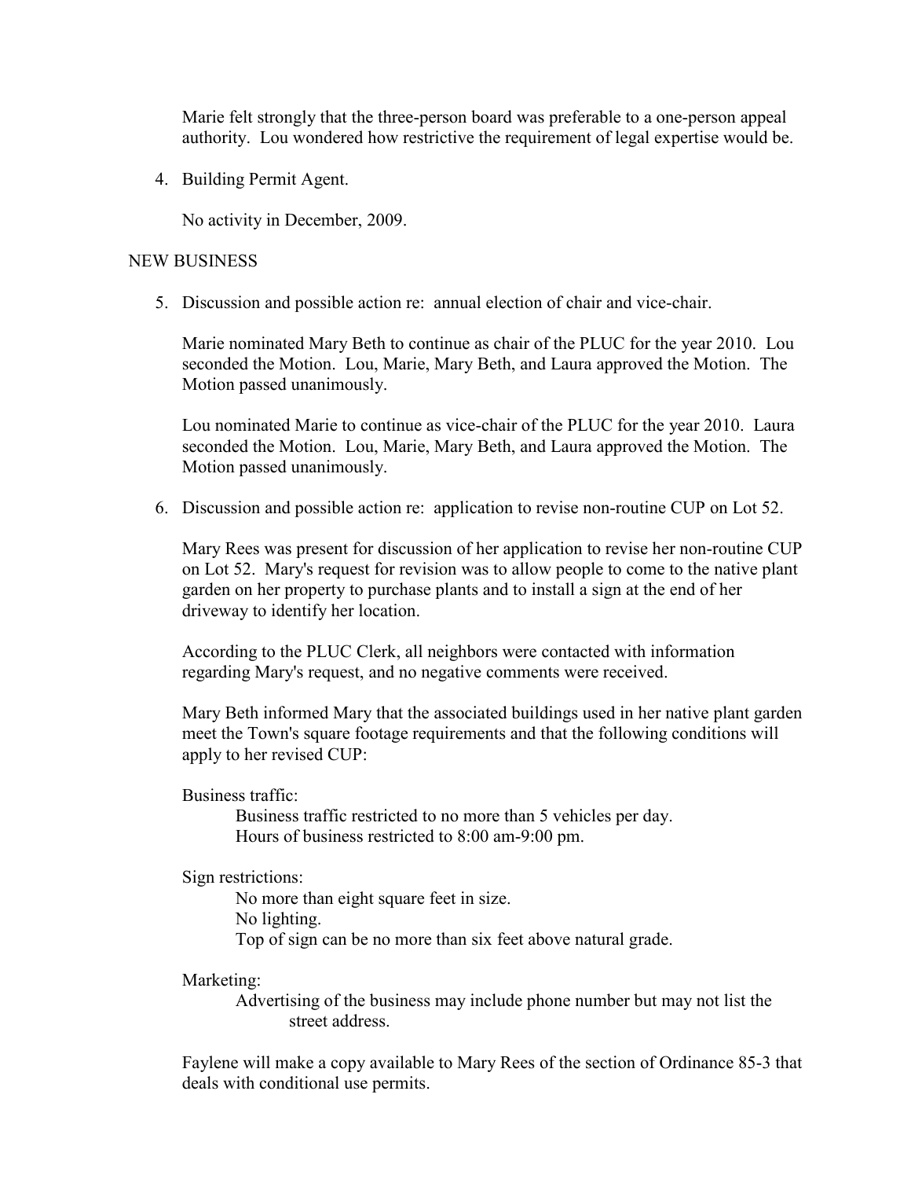Marie felt strongly that the three-person board was preferable to a one-person appeal authority. Lou wondered how restrictive the requirement of legal expertise would be.

4. Building Permit Agent.

   No activity in December, 2009.

NEW BUSINESS

5. Discussion and possible action re: annual election of chair and vice-chair.

   Marie nominated Mary Beth to continue as chair of the PLUC for the year 2010. Lou seconded the Motion. Lou, Marie, Mary Beth, and Laura approved the Motion. The Motion passed unanimously.

   Lou nominated Marie to continue as vice-chair of the PLUC for the year 2010. Laura seconded the Motion. Lou, Marie, Mary Beth, and Laura approved the Motion. The Motion passed unanimously.

6. Discussion and possible action re: application to revise non-routine CUP on Lot 52.

   Mary Rees was present for discussion of her application to revise her non-routine CUP on Lot 52. Mary's request for revision was to allow people to come to the native plant garden on her property to purchase plants and to install a sign at the end of her driveway to identify her location.

   According to the PLUC Clerk, all neighbors were contacted with information regarding Mary's request, and no negative comments were received.

   Mary Beth informed Mary that the associated buildings used in her native plant garden meet the Town's square footage requirements and that the following conditions will apply to her revised CUP:

   Business traffic:
   - Business traffic restricted to no more than 5 vehicles per day.
   - Hours of business restricted to 8:00 am-9:00 pm.

   Sign restrictions:
   - No more than eight square feet in size.
   - No lighting.
   - Top of sign can be no more than six feet above natural grade.

   Marketing:
   - Advertising of the business may include phone number but may not list the street address.

   Faylene will make a copy available to Mary Rees of the section of Ordinance 85-3 that deals with conditional use permits.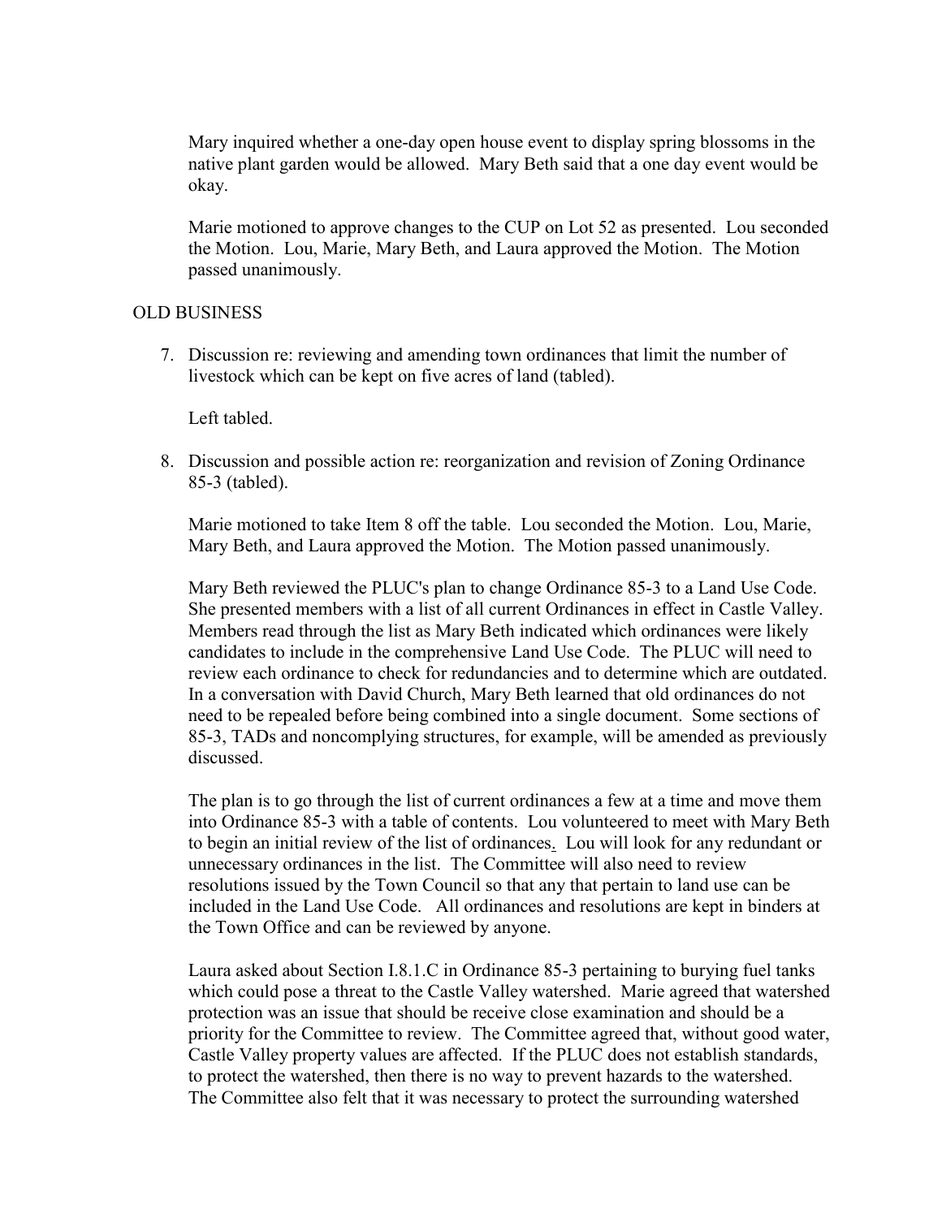Mary inquired whether a one-day open house event to display spring blossoms in the native plant garden would be allowed. Mary Beth said that a one day event would be okay.

Marie motioned to approve changes to the CUP on Lot 52 as presented. Lou seconded the Motion. Lou, Marie, Mary Beth, and Laura approved the Motion. The Motion passed unanimously.

OLD BUSINESS

7. Discussion re: reviewing and amending town ordinances that limit the number of livestock which can be kept on five acres of land (tabled).

   Left tabled.

8. Discussion and possible action re: reorganization and revision of Zoning Ordinance 85-3 (tabled).

   Marie motioned to take Item 8 off the table. Lou seconded the Motion. Lou, Marie, Mary Beth, and Laura approved the Motion. The Motion passed unanimously.

   Mary Beth reviewed the PLUC's plan to change Ordinance 85-3 to a Land Use Code. She presented members with a list of all current Ordinances in effect in Castle Valley. Members read through the list as Mary Beth indicated which ordinances were likely candidates to include in the comprehensive Land Use Code. The PLUC will need to review each ordinance to check for redundancies and to determine which are outdated. In a conversation with David Church, Mary Beth learned that old ordinances do not need to be repealed before being combined into a single document. Some sections of 85-3, TADs and noncomplying structures, for example, will be amended as previously discussed.

   The plan is to go through the list of current ordinances a few at a time and move them into Ordinance 85-3 with a table of contents. Lou volunteered to meet with Mary Beth to begin an initial review of the list of ordinances. Lou will look for any redundant or unnecessary ordinances in the list. The Committee will also need to review resolutions issued by the Town Council so that any that pertain to land use can be included in the Land Use Code. All ordinances and resolutions are kept in binders at the Town Office and can be reviewed by anyone.

   Laura asked about Section I.8.1.C in Ordinance 85-3 pertaining to burying fuel tanks which could pose a threat to the Castle Valley watershed. Marie agreed that watershed protection was an issue that should be receive close examination and should be a priority for the Committee to review. The Committee agreed that, without good water, Castle Valley property values are affected. If the PLUC does not establish standards, to protect the watershed, then there is no way to prevent hazards to the watershed. The Committee also felt that it was necessary to protect the surrounding watershed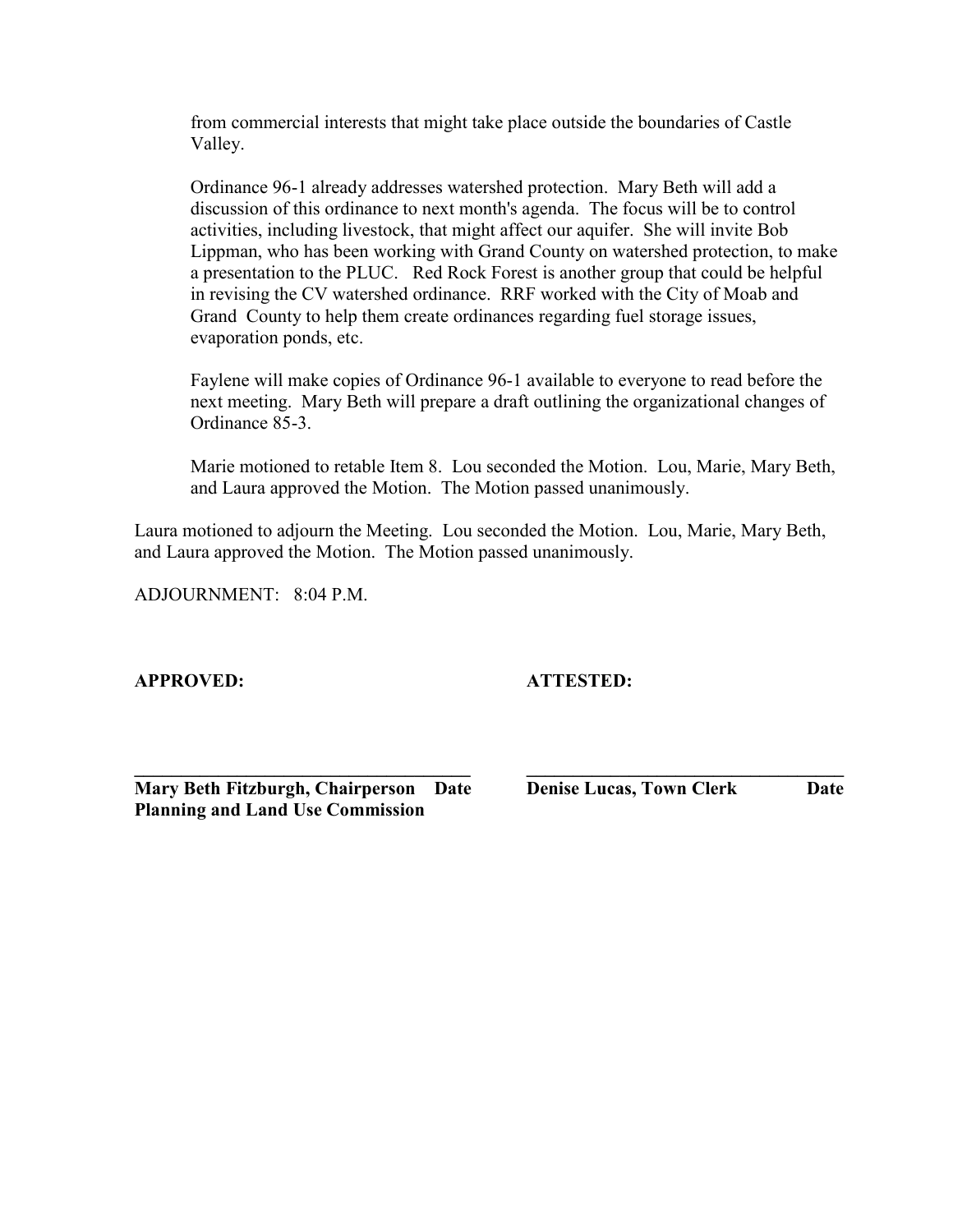from commercial interests that might take place outside the boundaries of Castle Valley.

Ordinance 96-1 already addresses watershed protection. Mary Beth will add a discussion of this ordinance to next month's agenda. The focus will be to control activities, including livestock, that might affect our aquifer. She will invite Bob Lippman, who has been working with Grand County on watershed protection, to make a presentation to the PLUC. Red Rock Forest is another group that could be helpful in revising the CV watershed ordinance. RRF worked with the City of Moab and Grand County to help them create ordinances regarding fuel storage issues, evaporation ponds, etc.

Faylene will make copies of Ordinance 96-1 available to everyone to read before the next meeting. Mary Beth will prepare a draft outlining the organizational changes of Ordinance 85-3.

Marie motioned to retable Item 8. Lou seconded the Motion. Lou, Marie, Mary Beth, and Laura approved the Motion. The Motion passed unanimously.

Laura motioned to adjourn the Meeting. Lou seconded the Motion. Lou, Marie, Mary Beth, and Laura approved the Motion. The Motion passed unanimously.

ADJOURNMENT: 8:04 P.M.

**APPROVED:**

**ATTESTED:**

**Mary Beth Fitzburgh, Chairperson Date**
**Planning and Land Use Commission**

**Denise Lucas, Town Clerk Date**